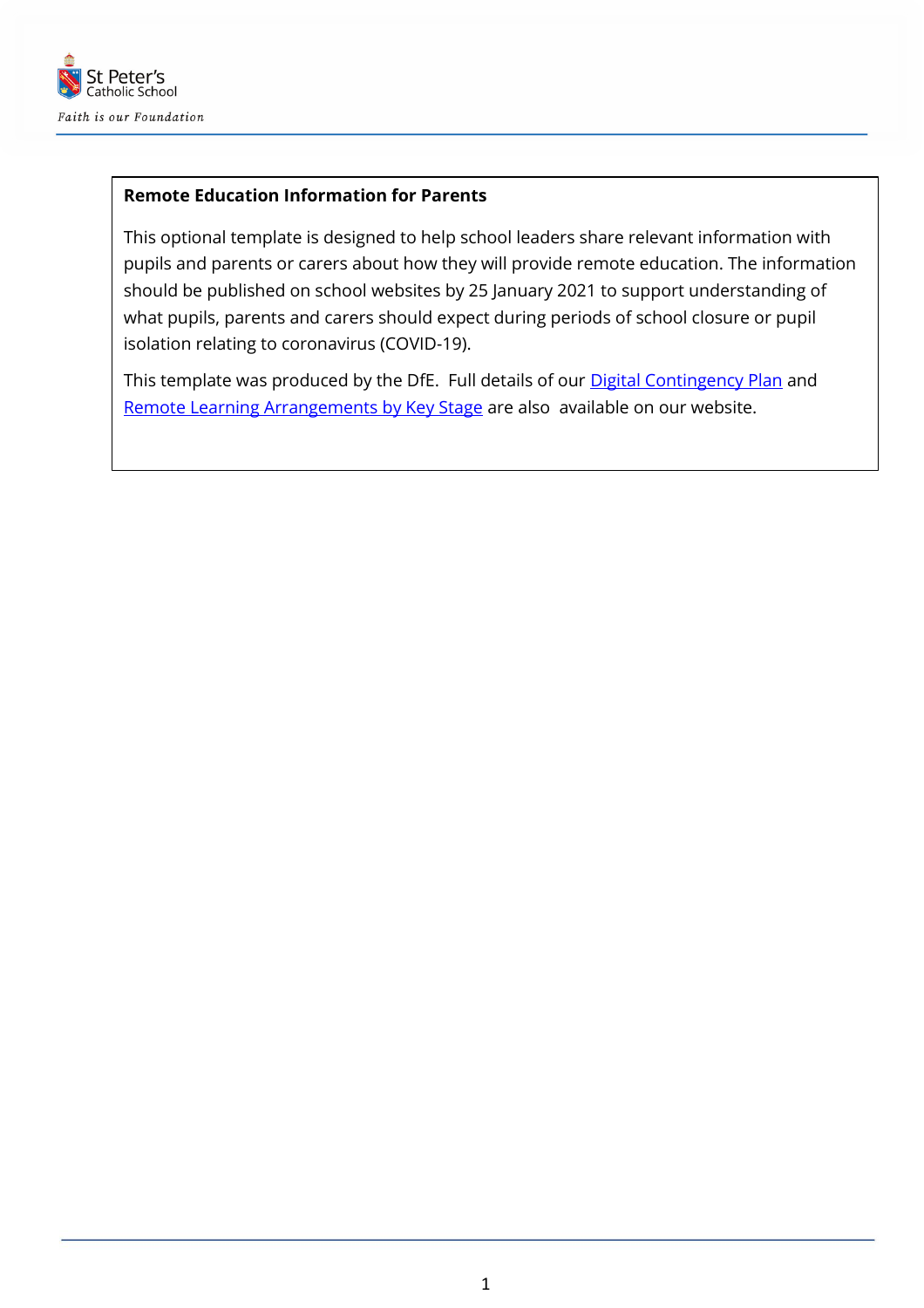**Remote Education Information for Parents**

This optional template is designed to help school leaders share relevant information with pupils and parents or carers about how they will provide remote education. The information should be published on school websites by 25 January 2021 to support understanding of what pupils, parents and carers should expect during periods of school closure or pupil isolation relating to coronavirus (COVID-19).

This template was produced by the DfE. Full details of our Digital Contingency Plan and Remote Learning Arrangements by Key Stage are also available on our website.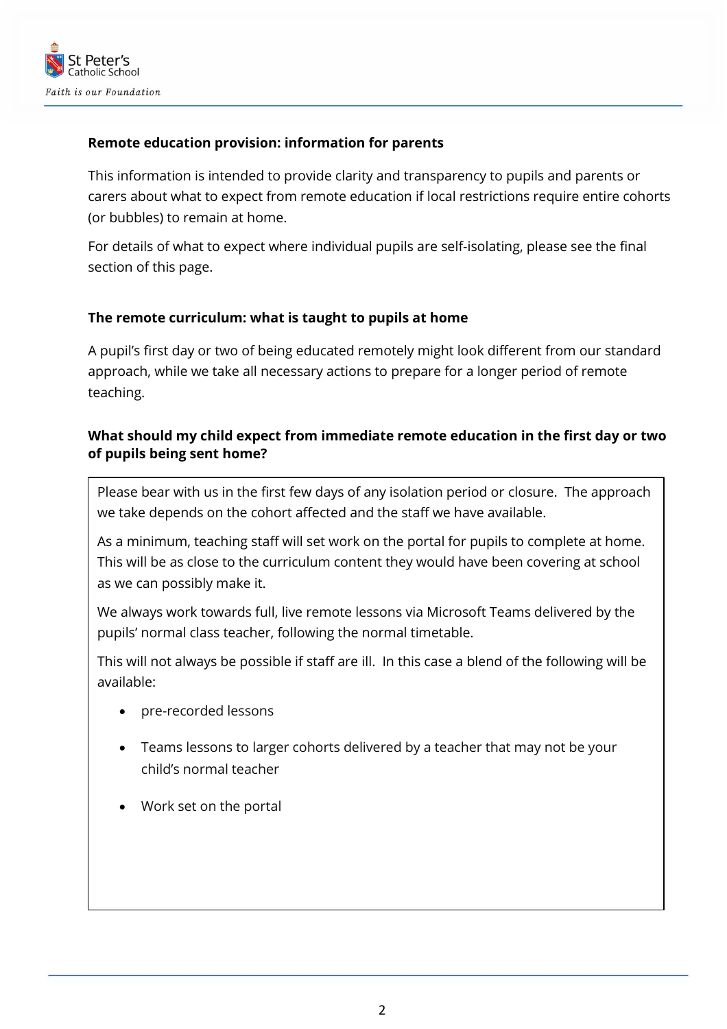**Remote education provision: information for parents**

This information is intended to provide clarity and transparency to pupils and parents or carers about what to expect from remote education if local restrictions require entire cohorts (or bubbles) to remain at home.

For details of what to expect where individual pupils are self-isolating, please see the final section of this page.

**The remote curriculum: what is taught to pupils at home**

A pupil's first day or two of being educated remotely might look different from our standard approach, while we take all necessary actions to prepare for a longer period of remote teaching.

**What should my child expect from immediate remote education in the first day or two of pupils being sent home?**

Please bear with us in the first few days of any isolation period or closure. The approach we take depends on the cohort affected and the staff we have available.

As a minimum, teaching staff will set work on the portal for pupils to complete at home. This will be as close to the curriculum content they would have been covering at school as we can possibly make it.

We always work towards full, live remote lessons via Microsoft Teams delivered by the pupils' normal class teacher, following the normal timetable.

This will not always be possible if staff are ill. In this case a blend of the following will be available:

- pre-recorded lessons
- Teams lessons to larger cohorts delivered by a teacher that may not be your child's normal teacher
- Work set on the portal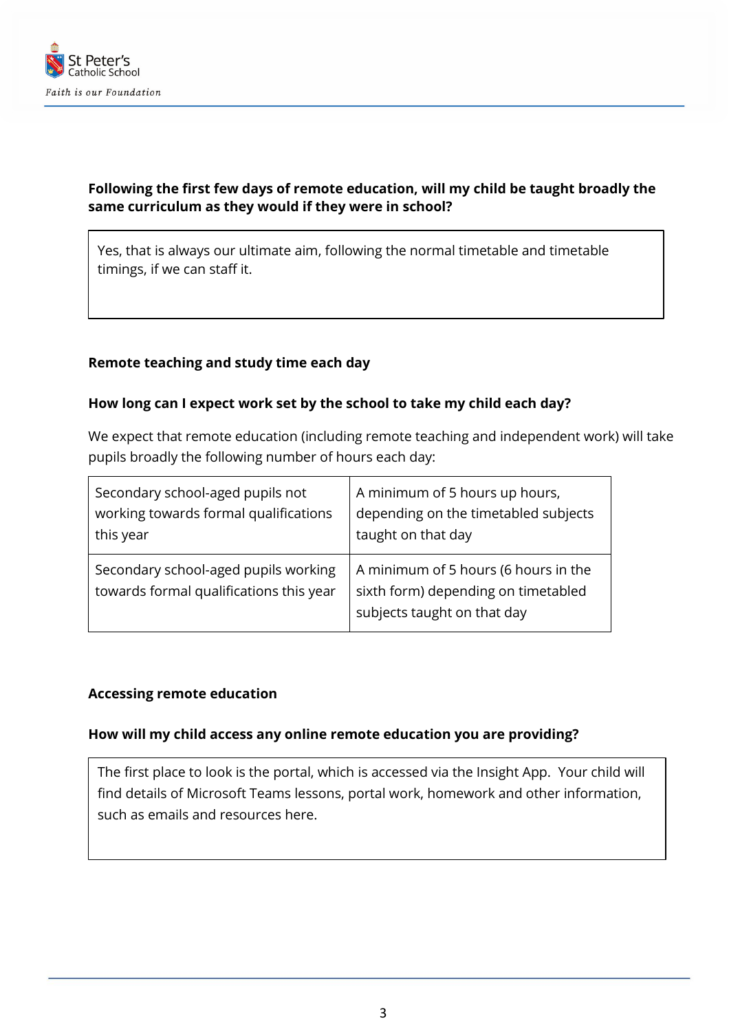**Following the first few days of remote education, will my child be taught broadly the same curriculum as they would if they were in school?**

Yes, that is always our ultimate aim, following the normal timetable and timetable timings, if we can staff it.

## Remote teaching and study time each day

**How long can I expect work set by the school to take my child each day?**

We expect that remote education (including remote teaching and independent work) will take pupils broadly the following number of hours each day:

| | |
|---|---|
| Secondary school-aged pupils not working towards formal qualifications this year | A minimum of 5 hours up hours, depending on the timetabled subjects taught on that day |
| Secondary school-aged pupils working towards formal qualifications this year | A minimum of 5 hours (6 hours in the sixth form) depending on timetabled subjects taught on that day |

## Accessing remote education

**How will my child access any online remote education you are providing?**

The first place to look is the portal, which is accessed via the Insight App. Your child will find details of Microsoft Teams lessons, portal work, homework and other information, such as emails and resources here.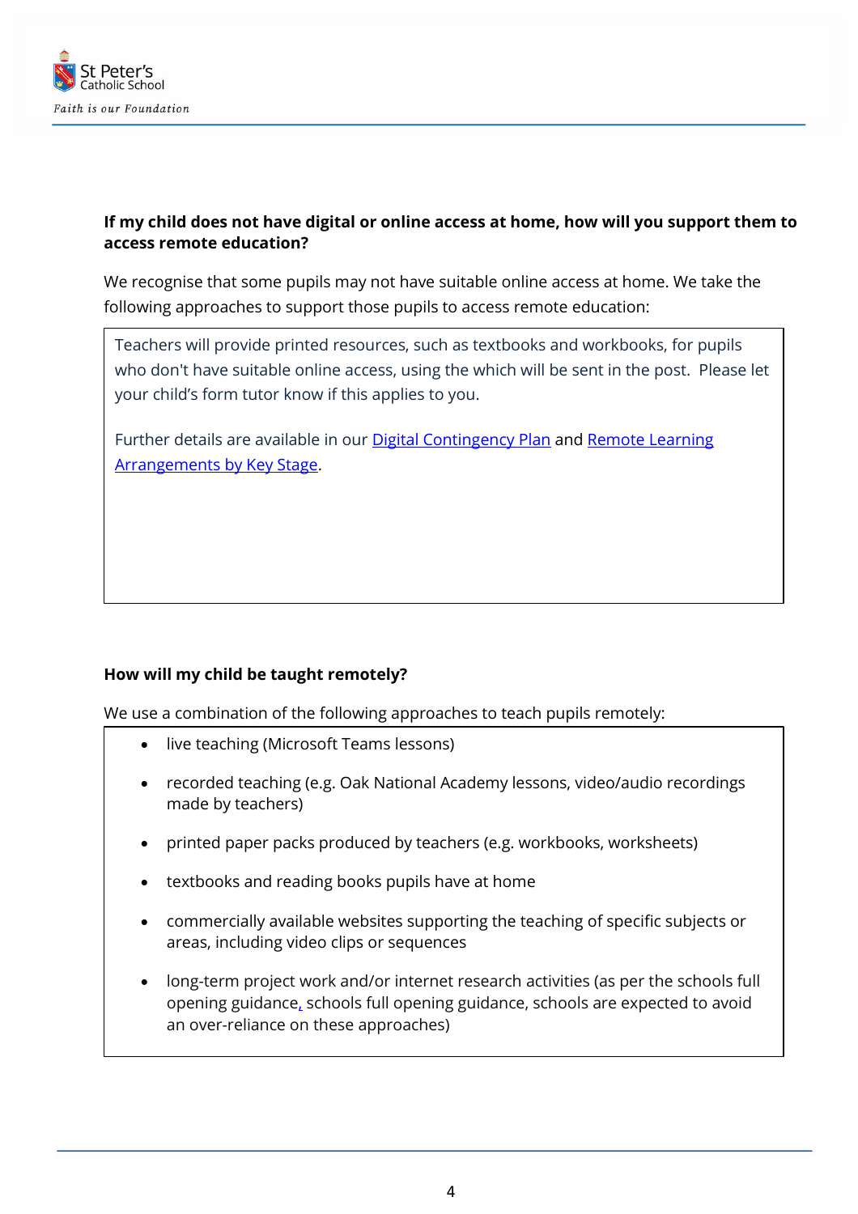**If my child does not have digital or online access at home, how will you support them to access remote education?**

We recognise that some pupils may not have suitable online access at home. We take the following approaches to support those pupils to access remote education:

Teachers will provide printed resources, such as textbooks and workbooks, for pupils who don't have suitable online access, using the which will be sent in the post. Please let your child's form tutor know if this applies to you.

Further details are available in our Digital Contingency Plan and Remote Learning Arrangements by Key Stage.

**How will my child be taught remotely?**

We use a combination of the following approaches to teach pupils remotely:

- live teaching (Microsoft Teams lessons)
- recorded teaching (e.g. Oak National Academy lessons, video/audio recordings made by teachers)
- printed paper packs produced by teachers (e.g. workbooks, worksheets)
- textbooks and reading books pupils have at home
- commercially available websites supporting the teaching of specific subjects or areas, including video clips or sequences
- long-term project work and/or internet research activities (as per the schools full opening guidance, schools full opening guidance, schools are expected to avoid an over-reliance on these approaches)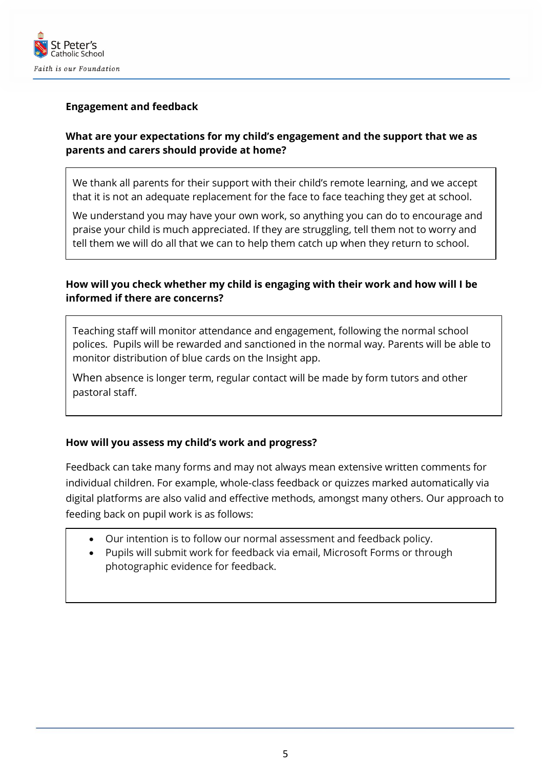## Engagement and feedback

### What are your expectations for my child's engagement and the support that we as parents and carers should provide at home?

We thank all parents for their support with their child's remote learning, and we accept that it is not an adequate replacement for the face to face teaching they get at school.

We understand you may have your own work, so anything you can do to encourage and praise your child is much appreciated. If they are struggling, tell them not to worry and tell them we will do all that we can to help them catch up when they return to school.

### How will you check whether my child is engaging with their work and how will I be informed if there are concerns?

Teaching staff will monitor attendance and engagement, following the normal school polices. Pupils will be rewarded and sanctioned in the normal way. Parents will be able to monitor distribution of blue cards on the Insight app.

When absence is longer term, regular contact will be made by form tutors and other pastoral staff.

### How will you assess my child's work and progress?

Feedback can take many forms and may not always mean extensive written comments for individual children. For example, whole-class feedback or quizzes marked automatically via digital platforms are also valid and effective methods, amongst many others. Our approach to feeding back on pupil work is as follows:

- Our intention is to follow our normal assessment and feedback policy.
- Pupils will submit work for feedback via email, Microsoft Forms or through photographic evidence for feedback.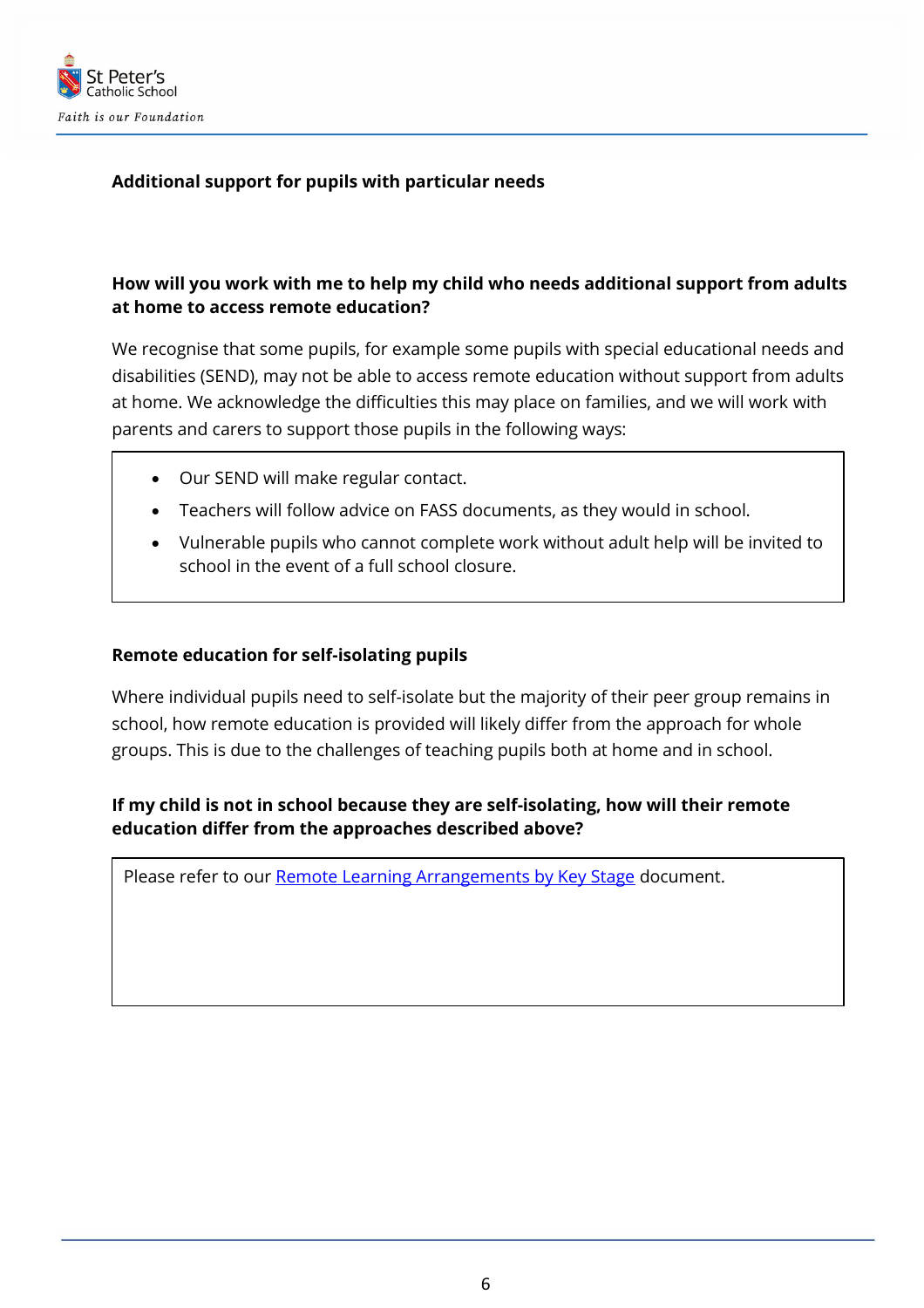### Additional support for pupils with particular needs

#### How will you work with me to help my child who needs additional support from adults at home to access remote education?

We recognise that some pupils, for example some pupils with special educational needs and disabilities (SEND), may not be able to access remote education without support from adults at home. We acknowledge the difficulties this may place on families, and we will work with parents and carers to support those pupils in the following ways:

- Our SEND will make regular contact.
- Teachers will follow advice on FASS documents, as they would in school.
- Vulnerable pupils who cannot complete work without adult help will be invited to school in the event of a full school closure.

### Remote education for self-isolating pupils

Where individual pupils need to self-isolate but the majority of their peer group remains in school, how remote education is provided will likely differ from the approach for whole groups. This is due to the challenges of teaching pupils both at home and in school.

#### If my child is not in school because they are self-isolating, how will their remote education differ from the approaches described above?

Please refer to our Remote Learning Arrangements by Key Stage document.